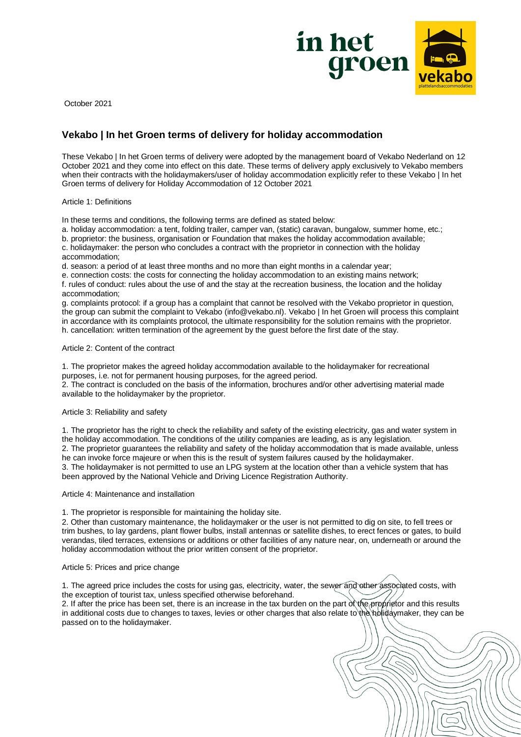October 2021

## Vekabo | In het Groen terms of delivery for holiday accommodation

These Vekabo | In het Groen terms of delivery were adopted by the management board of Vekabo Nederland on 12 October 2021 and they come into effect on this date. These terms of delivery apply exclusively to Vekabo members when their contracts with the holidaymakers/user of holiday accommodation explicitly refer to these Vekabo | In het Groen terms of delivery for Holiday Accommodation of 12 October 2021

Article 1: Definitions

In these terms and conditions, the following terms are defined as stated below:

a. holiday accommodation: a tent, folding trailer, camper van, (static) caravan, bungalow, summer home, etc.;
b. proprietor: the business, organisation or Foundation that makes the holiday accommodation available;
c. holidaymaker: the person who concludes a contract with the proprietor in connection with the holiday accommodation;
d. season: a period of at least three months and no more than eight months in a calendar year;
e. connection costs: the costs for connecting the holiday accommodation to an existing mains network;
f. rules of conduct: rules about the use of and the stay at the recreation business, the location and the holiday accommodation;
g. complaints protocol: if a group has a complaint that cannot be resolved with the Vekabo proprietor in question, the group can submit the complaint to Vekabo (info@vekabo.nl). Vekabo | In het Groen will process this complaint in accordance with its complaints protocol, the ultimate responsibility for the solution remains with the proprietor.
h. cancellation: written termination of the agreement by the guest before the first date of the stay.

Article 2: Content of the contract

1. The proprietor makes the agreed holiday accommodation available to the holidaymaker for recreational purposes, i.e. not for permanent housing purposes, for the agreed period.
2. The contract is concluded on the basis of the information, brochures and/or other advertising material made available to the holidaymaker by the proprietor.

Article 3: Reliability and safety

1. The proprietor has the right to check the reliability and safety of the existing electricity, gas and water system in the holiday accommodation. The conditions of the utility companies are leading, as is any legislation.
2. The proprietor guarantees the reliability and safety of the holiday accommodation that is made available, unless he can invoke force majeure or when this is the result of system failures caused by the holidaymaker.
3. The holidaymaker is not permitted to use an LPG system at the location other than a vehicle system that has been approved by the National Vehicle and Driving Licence Registration Authority.

Article 4: Maintenance and installation

1. The proprietor is responsible for maintaining the holiday site.
2. Other than customary maintenance, the holidaymaker or the user is not permitted to dig on site, to fell trees or trim bushes, to lay gardens, plant flower bulbs, install antennas or satellite dishes, to erect fences or gates, to build verandas, tiled terraces, extensions or additions or other facilities of any nature near, on, underneath or around the holiday accommodation without the prior written consent of the proprietor.

Article 5: Prices and price change

1. The agreed price includes the costs for using gas, electricity, water, the sewer and other associated costs, with the exception of tourist tax, unless specified otherwise beforehand.
2. If after the price has been set, there is an increase in the tax burden on the part of the proprietor and this results in additional costs due to changes to taxes, levies or other charges that also relate to the holidaymaker, they can be passed on to the holidaymaker.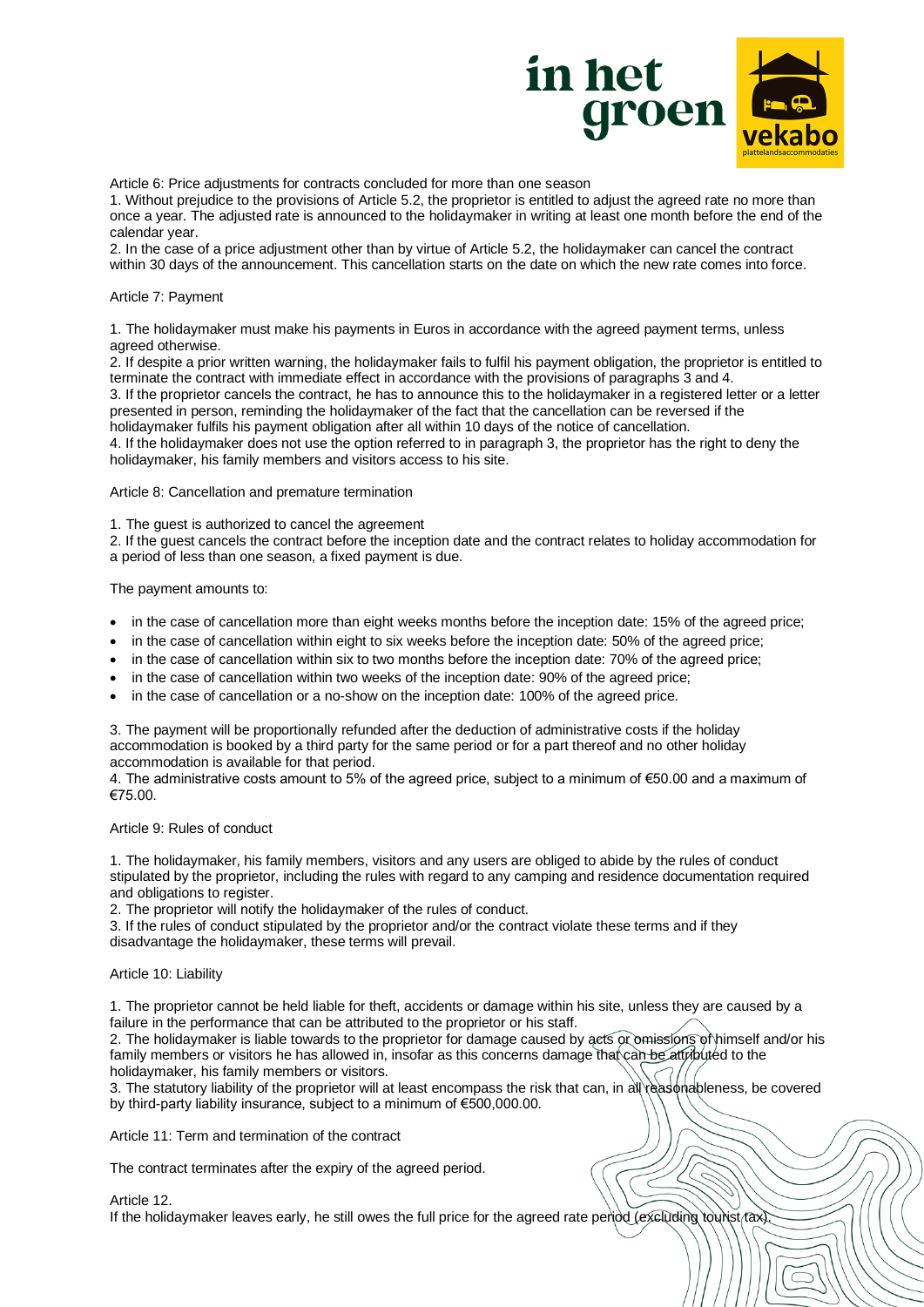Article 6: Price adjustments for contracts concluded for more than one season

1. Without prejudice to the provisions of Article 5.2, the proprietor is entitled to adjust the agreed rate no more than once a year. The adjusted rate is announced to the holidaymaker in writing at least one month before the end of the calendar year.
2. In the case of a price adjustment other than by virtue of Article 5.2, the holidaymaker can cancel the contract within 30 days of the announcement. This cancellation starts on the date on which the new rate comes into force.

Article 7: Payment

1. The holidaymaker must make his payments in Euros in accordance with the agreed payment terms, unless agreed otherwise.
2. If despite a prior written warning, the holidaymaker fails to fulfil his payment obligation, the proprietor is entitled to terminate the contract with immediate effect in accordance with the provisions of paragraphs 3 and 4.
3. If the proprietor cancels the contract, he has to announce this to the holidaymaker in a registered letter or a letter presented in person, reminding the holidaymaker of the fact that the cancellation can be reversed if the holidaymaker fulfils his payment obligation after all within 10 days of the notice of cancellation.
4. If the holidaymaker does not use the option referred to in paragraph 3, the proprietor has the right to deny the holidaymaker, his family members and visitors access to his site.

Article 8: Cancellation and premature termination

1. The guest is authorized to cancel the agreement
2. If the guest cancels the contract before the inception date and the contract relates to holiday accommodation for a period of less than one season, a fixed payment is due.

The payment amounts to:

- in the case of cancellation more than eight weeks months before the inception date: 15% of the agreed price;
- in the case of cancellation within eight to six weeks before the inception date: 50% of the agreed price;
- in the case of cancellation within six to two months before the inception date: 70% of the agreed price;
- in the case of cancellation within two weeks of the inception date: 90% of the agreed price;
- in the case of cancellation or a no-show on the inception date: 100% of the agreed price.

3. The payment will be proportionally refunded after the deduction of administrative costs if the holiday accommodation is booked by a third party for the same period or for a part thereof and no other holiday accommodation is available for that period.
4. The administrative costs amount to 5% of the agreed price, subject to a minimum of €50.00 and a maximum of €75.00.

Article 9: Rules of conduct

1. The holidaymaker, his family members, visitors and any users are obliged to abide by the rules of conduct stipulated by the proprietor, including the rules with regard to any camping and residence documentation required and obligations to register.
2. The proprietor will notify the holidaymaker of the rules of conduct.
3. If the rules of conduct stipulated by the proprietor and/or the contract violate these terms and if they disadvantage the holidaymaker, these terms will prevail.

Article 10: Liability

1. The proprietor cannot be held liable for theft, accidents or damage within his site, unless they are caused by a failure in the performance that can be attributed to the proprietor or his staff.
2. The holidaymaker is liable towards to the proprietor for damage caused by acts or omissions of himself and/or his family members or visitors he has allowed in, insofar as this concerns damage that can be attributed to the holidaymaker, his family members or visitors.
3. The statutory liability of the proprietor will at least encompass the risk that can, in all reasonableness, be covered by third-party liability insurance, subject to a minimum of €500,000.00.

Article 11: Term and termination of the contract

The contract terminates after the expiry of the agreed period.

Article 12.

If the holidaymaker leaves early, he still owes the full price for the agreed rate period (excluding tourist tax).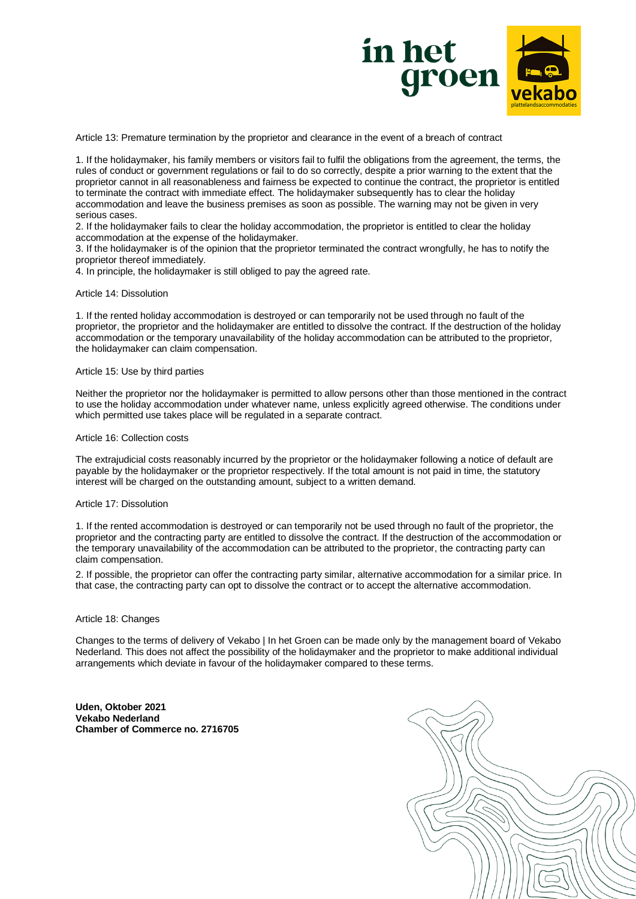## Article 13: Premature termination by the proprietor and clearance in the event of a breach of contract

1. If the holidaymaker, his family members or visitors fail to fulfil the obligations from the agreement, the terms, the rules of conduct or government regulations or fail to do so correctly, despite a prior warning to the extent that the proprietor cannot in all reasonableness and fairness be expected to continue the contract, the proprietor is entitled to terminate the contract with immediate effect. The holidaymaker subsequently has to clear the holiday accommodation and leave the business premises as soon as possible. The warning may not be given in very serious cases.
2. If the holidaymaker fails to clear the holiday accommodation, the proprietor is entitled to clear the holiday accommodation at the expense of the holidaymaker.
3. If the holidaymaker is of the opinion that the proprietor terminated the contract wrongfully, he has to notify the proprietor thereof immediately.
4. In principle, the holidaymaker is still obliged to pay the agreed rate.

## Article 14: Dissolution

1. If the rented holiday accommodation is destroyed or can temporarily not be used through no fault of the proprietor, the proprietor and the holidaymaker are entitled to dissolve the contract. If the destruction of the holiday accommodation or the temporary unavailability of the holiday accommodation can be attributed to the proprietor, the holidaymaker can claim compensation.

## Article 15: Use by third parties

Neither the proprietor nor the holidaymaker is permitted to allow persons other than those mentioned in the contract to use the holiday accommodation under whatever name, unless explicitly agreed otherwise. The conditions under which permitted use takes place will be regulated in a separate contract.

## Article 16: Collection costs

The extrajudicial costs reasonably incurred by the proprietor or the holidaymaker following a notice of default are payable by the holidaymaker or the proprietor respectively. If the total amount is not paid in time, the statutory interest will be charged on the outstanding amount, subject to a written demand.

## Article 17: Dissolution

1. If the rented accommodation is destroyed or can temporarily not be used through no fault of the proprietor, the proprietor and the contracting party are entitled to dissolve the contract. If the destruction of the accommodation or the temporary unavailability of the accommodation can be attributed to the proprietor, the contracting party can claim compensation.
2. If possible, the proprietor can offer the contracting party similar, alternative accommodation for a similar price. In that case, the contracting party can opt to dissolve the contract or to accept the alternative accommodation.

## Article 18: Changes

Changes to the terms of delivery of Vekabo | In het Groen can be made only by the management board of Vekabo Nederland. This does not affect the possibility of the holidaymaker and the proprietor to make additional individual arrangements which deviate in favour of the holidaymaker compared to these terms.

**Uden, Oktober 2021**
**Vekabo Nederland**
**Chamber of Commerce no. 2716705**